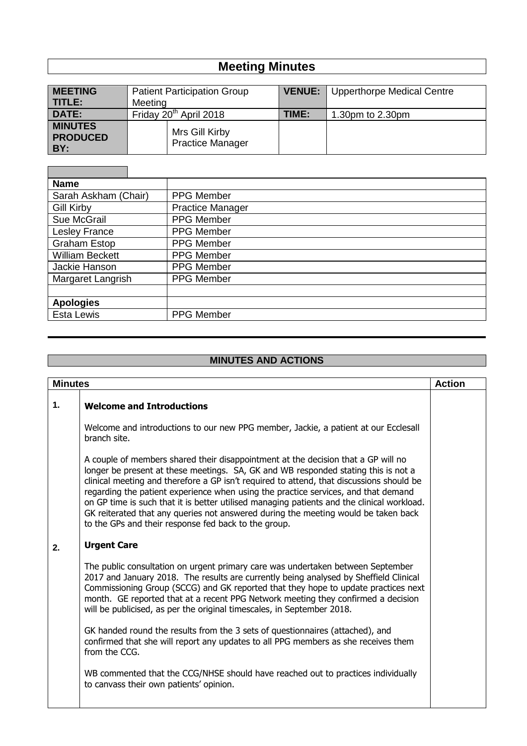# Meeting Minutes

| MEETING TITLE: | Patient Participation Group Meeting | | VENUE: | Upperthorpe Medical Centre |
|---|---|---|---|---|
| DATE: | Friday 20th April 2018 | | TIME: | 1.30pm to 2.30pm |
| MINUTES PRODUCED BY: | | Mrs Gill Kirby Practice Manager | | |

| Name | |
|---|---|
| Sarah Askham (Chair) | PPG Member |
| Gill Kirby | Practice Manager |
| Sue McGrail | PPG Member |
| Lesley France | PPG Member |
| Graham Estop | PPG Member |
| William Beckett | PPG Member |
| Jackie Hanson | PPG Member |
| Margaret Langrish | PPG Member |
| | |
| **Apologies** | |
| Esta Lewis | PPG Member |

## MINUTES AND ACTIONS

| Minutes | | Action |
|---|---|---|
| 1. | **Welcome and Introductions**<br><br>Welcome and introductions to our new PPG member, Jackie, a patient at our Ecclesall branch site.<br><br>A couple of members shared their disappointment at the decision that a GP will no longer be present at these meetings. SA, GK and WB responded stating this is not a clinical meeting and therefore a GP isn't required to attend, that discussions should be regarding the patient experience when using the practice services, and that demand on GP time is such that it is better utilised managing patients and the clinical workload. GK reiterated that any queries not answered during the meeting would be taken back to the GPs and their response fed back to the group. | |
| 2. | **Urgent Care**<br><br>The public consultation on urgent primary care was undertaken between September 2017 and January 2018. The results are currently being analysed by Sheffield Clinical Commissioning Group (SCCG) and GK reported that they hope to update practices next month. GE reported that at a recent PPG Network meeting they confirmed a decision will be publicised, as per the original timescales, in September 2018.<br><br>GK handed round the results from the 3 sets of questionnaires (attached), and confirmed that she will report any updates to all PPG members as she receives them from the CCG.<br><br>WB commented that the CCG/NHSE should have reached out to practices individually to canvass their own patients' opinion. | |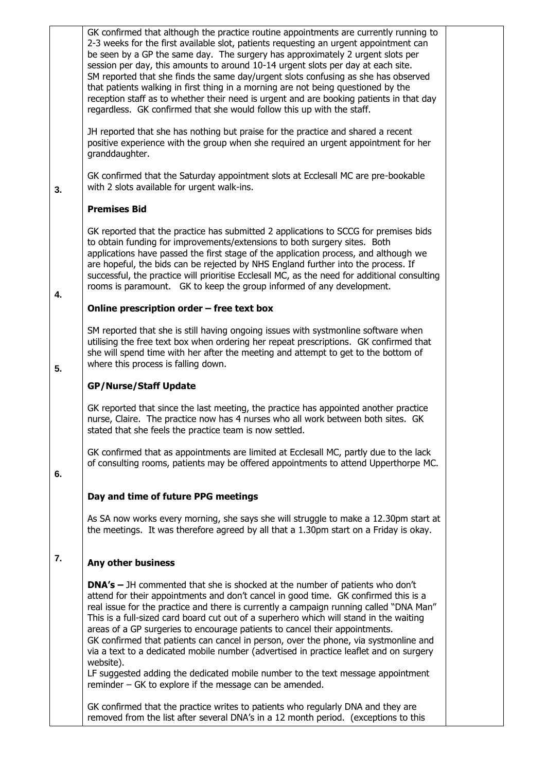GK confirmed that although the practice routine appointments are currently running to 2-3 weeks for the first available slot, patients requesting an urgent appointment can be seen by a GP the same day. The surgery has approximately 2 urgent slots per session per day, this amounts to around 10-14 urgent slots per day at each site. SM reported that she finds the same day/urgent slots confusing as she has observed that patients walking in first thing in a morning are not being questioned by the reception staff as to whether their need is urgent and are booking patients in that day regardless. GK confirmed that she would follow this up with the staff.

JH reported that she has nothing but praise for the practice and shared a recent positive experience with the group when she required an urgent appointment for her granddaughter.

GK confirmed that the Saturday appointment slots at Ecclesall MC are pre-bookable with 2 slots available for urgent walk-ins.

**3. Premises Bid**

GK reported that the practice has submitted 2 applications to SCCG for premises bids to obtain funding for improvements/extensions to both surgery sites. Both applications have passed the first stage of the application process, and although we are hopeful, the bids can be rejected by NHS England further into the process. If successful, the practice will prioritise Ecclesall MC, as the need for additional consulting rooms is paramount. GK to keep the group informed of any development.

**4. Online prescription order – free text box**

SM reported that she is still having ongoing issues with systmonline software when utilising the free text box when ordering her repeat prescriptions. GK confirmed that she will spend time with her after the meeting and attempt to get to the bottom of where this process is falling down.

**5. GP/Nurse/Staff Update**

GK reported that since the last meeting, the practice has appointed another practice nurse, Claire. The practice now has 4 nurses who all work between both sites. GK stated that she feels the practice team is now settled.

GK confirmed that as appointments are limited at Ecclesall MC, partly due to the lack of consulting rooms, patients may be offered appointments to attend Upperthorpe MC.

**6. Day and time of future PPG meetings**

As SA now works every morning, she says she will struggle to make a 12.30pm start at the meetings. It was therefore agreed by all that a 1.30pm start on a Friday is okay.

**7. Any other business**

**DNA's –** JH commented that she is shocked at the number of patients who don't attend for their appointments and don't cancel in good time. GK confirmed this is a real issue for the practice and there is currently a campaign running called "DNA Man" This is a full-sized card board cut out of a superhero which will stand in the waiting areas of a GP surgeries to encourage patients to cancel their appointments. GK confirmed that patients can cancel in person, over the phone, via systmonline and via a text to a dedicated mobile number (advertised in practice leaflet and on surgery website).

LF suggested adding the dedicated mobile number to the text message appointment reminder – GK to explore if the message can be amended.

GK confirmed that the practice writes to patients who regularly DNA and they are removed from the list after several DNA's in a 12 month period. (exceptions to this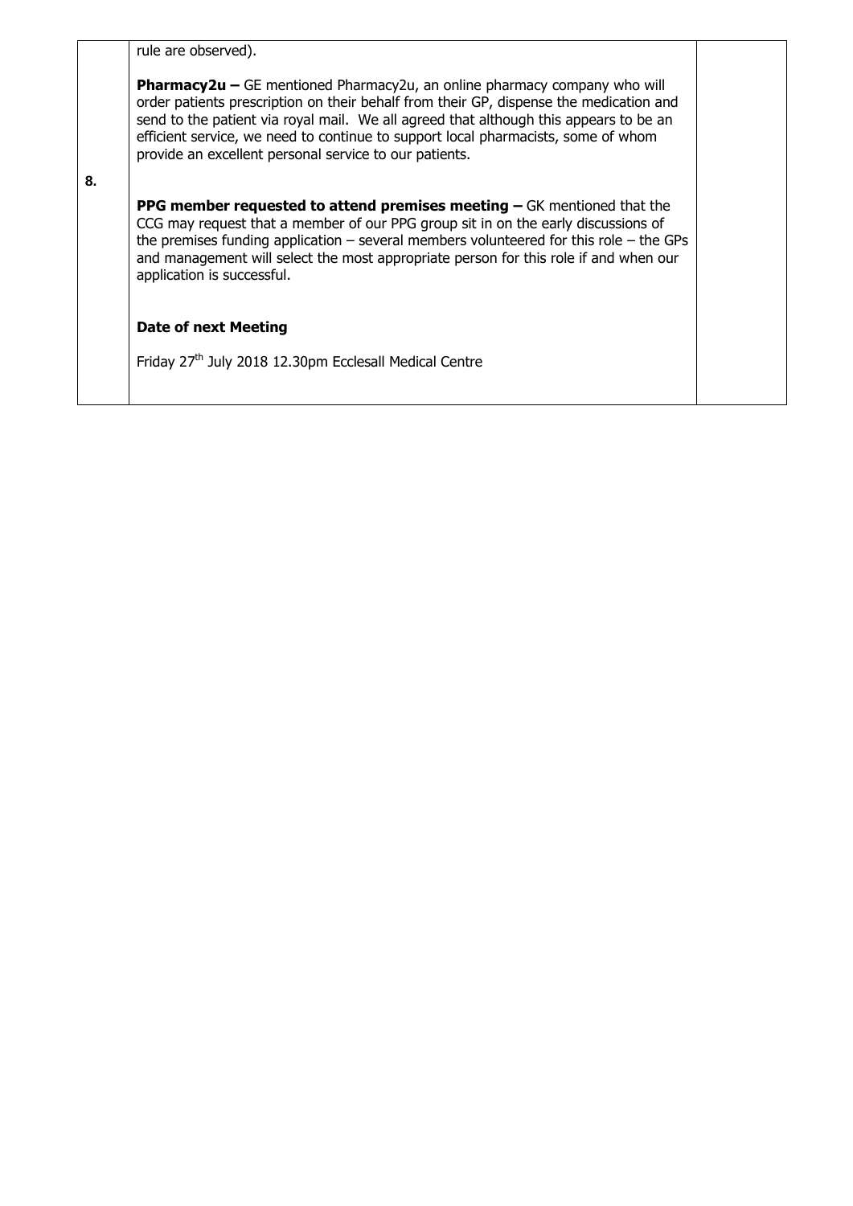| | | |
|---|---|---|
| | rule are observed).<br><br>**Pharmacy2u –** GE mentioned Pharmacy2u, an online pharmacy company who will order patients prescription on their behalf from their GP, dispense the medication and send to the patient via royal mail. We all agreed that although this appears to be an efficient service, we need to continue to support local pharmacists, some of whom provide an excellent personal service to our patients. | |
| **8.** | **PPG member requested to attend premises meeting –** GK mentioned that the CCG may request that a member of our PPG group sit in on the early discussions of the premises funding application – several members volunteered for this role – the GPs and management will select the most appropriate person for this role if and when our application is successful.<br><br>**Date of next Meeting**<br><br>Friday 27th July 2018 12.30pm Ecclesall Medical Centre | |